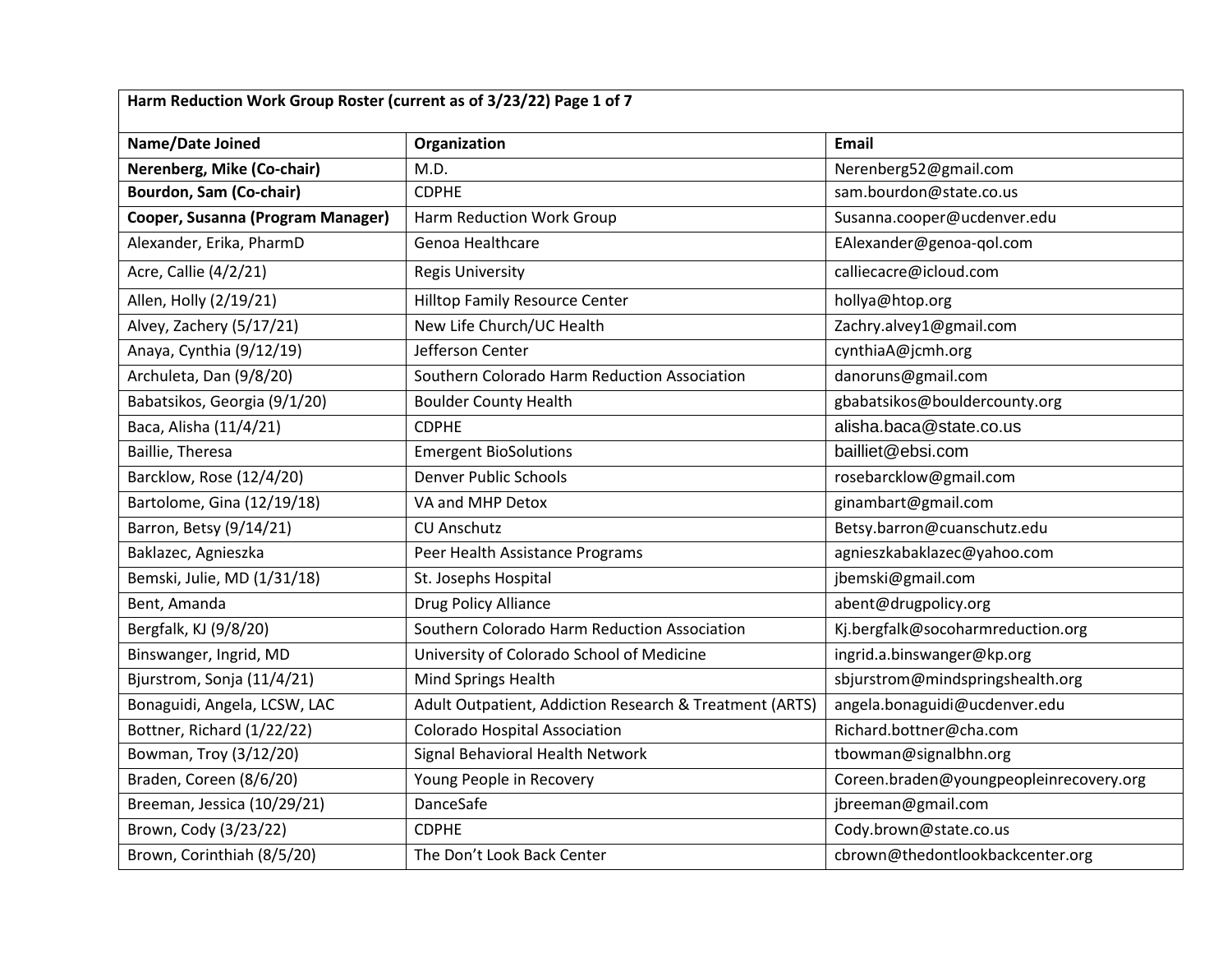| Harm Reduction Work Group Roster (current as of 3/23/22) Page 1 of 7 | | |
|---|---|---|
| **Name/Date Joined** | **Organization** | **Email** |
| **Nerenberg, Mike (Co-chair)** | M.D. | Nerenberg52@gmail.com |
| **Bourdon, Sam (Co-chair)** | CDPHE | sam.bourdon@state.co.us |
| **Cooper, Susanna (Program Manager)** | Harm Reduction Work Group | Susanna.cooper@ucdenver.edu |
| Alexander, Erika, PharmD | Genoa Healthcare | EAlexander@genoa-qol.com |
| Acre, Callie (4/2/21) | Regis University | calliecacre@icloud.com |
| Allen, Holly (2/19/21) | Hilltop Family Resource Center | hollya@htop.org |
| Alvey, Zachery (5/17/21) | New Life Church/UC Health | Zachry.alvey1@gmail.com |
| Anaya, Cynthia (9/12/19) | Jefferson Center | cynthiaA@jcmh.org |
| Archuleta, Dan (9/8/20) | Southern Colorado Harm Reduction Association | danoruns@gmail.com |
| Babatsikos, Georgia (9/1/20) | Boulder County Health | gbabatsikos@bouldercounty.org |
| Baca, Alisha (11/4/21) | CDPHE | alisha.baca@state.co.us |
| Baillie, Theresa | Emergent BioSolutions | bailliet@ebsi.com |
| Barcklow, Rose (12/4/20) | Denver Public Schools | rosebarcklow@gmail.com |
| Bartolome, Gina (12/19/18) | VA and MHP Detox | ginambart@gmail.com |
| Barron, Betsy (9/14/21) | CU Anschutz | Betsy.barron@cuanschutz.edu |
| Baklazec, Agnieszka | Peer Health Assistance Programs | agnieszkabaklazec@yahoo.com |
| Bemski, Julie, MD (1/31/18) | St. Josephs Hospital | jbemski@gmail.com |
| Bent, Amanda | Drug Policy Alliance | abent@drugpolicy.org |
| Bergfalk, KJ (9/8/20) | Southern Colorado Harm Reduction Association | Kj.bergfalk@socoharmreduction.org |
| Binswanger, Ingrid, MD | University of Colorado School of Medicine | ingrid.a.binswanger@kp.org |
| Bjurstrom, Sonja (11/4/21) | Mind Springs Health | sbjurstrom@mindspringshealth.org |
| Bonaguidi, Angela, LCSW, LAC | Adult Outpatient, Addiction Research & Treatment (ARTS) | angela.bonaguidi@ucdenver.edu |
| Bottner, Richard (1/22/22) | Colorado Hospital Association | Richard.bottner@cha.com |
| Bowman, Troy (3/12/20) | Signal Behavioral Health Network | tbowman@signalbhn.org |
| Braden, Coreen (8/6/20) | Young People in Recovery | Coreen.braden@youngpeopleinrecovery.org |
| Breeman, Jessica (10/29/21) | DanceSafe | jbreeman@gmail.com |
| Brown, Cody (3/23/22) | CDPHE | Cody.brown@state.co.us |
| Brown, Corinthiah (8/5/20) | The Don't Look Back Center | cbrown@thedontlookbackcenter.org |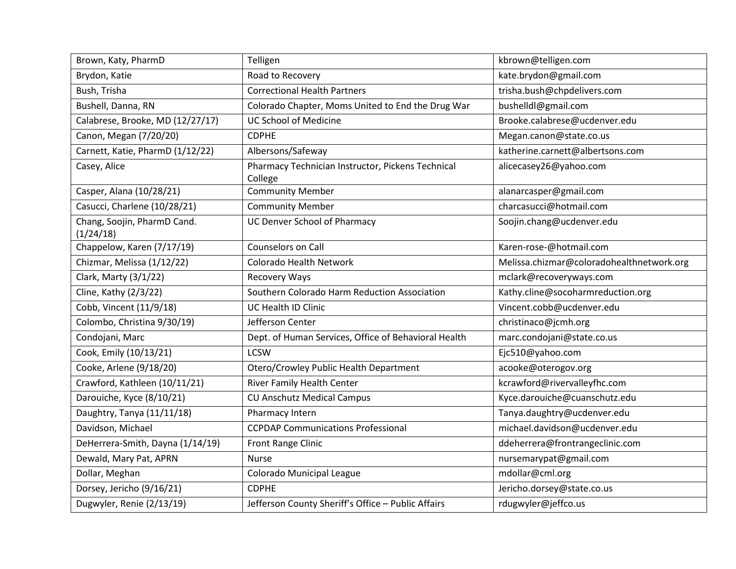| | | |
|---|---|---|
| Brown, Katy, PharmD | Telligen | kbrown@telligen.com |
| Brydon, Katie | Road to Recovery | kate.brydon@gmail.com |
| Bush, Trisha | Correctional Health Partners | trisha.bush@chpdelivers.com |
| Bushell, Danna, RN | Colorado Chapter, Moms United to End the Drug War | bushelldl@gmail.com |
| Calabrese, Brooke, MD (12/27/17) | UC School of Medicine | Brooke.calabrese@ucdenver.edu |
| Canon, Megan (7/20/20) | CDPHE | Megan.canon@state.co.us |
| Carnett, Katie, PharmD (1/12/22) | Albersons/Safeway | katherine.carnett@albertsons.com |
| Casey, Alice | Pharmacy Technician Instructor, Pickens Technical College | alicecasey26@yahoo.com |
| Casper, Alana (10/28/21) | Community Member | alanarcasper@gmail.com |
| Casucci, Charlene (10/28/21) | Community Member | charcasucci@hotmail.com |
| Chang, Soojin, PharmD Cand. (1/24/18) | UC Denver School of Pharmacy | Soojin.chang@ucdenver.edu |
| Chappelow, Karen (7/17/19) | Counselors on Call | Karen-rose-@hotmail.com |
| Chizmar, Melissa (1/12/22) | Colorado Health Network | Melissa.chizmar@coloradohealthnetwork.org |
| Clark, Marty (3/1/22) | Recovery Ways | mclark@recoveryways.com |
| Cline, Kathy (2/3/22) | Southern Colorado Harm Reduction Association | Kathy.cline@socoharmreduction.org |
| Cobb, Vincent (11/9/18) | UC Health ID Clinic | Vincent.cobb@ucdenver.edu |
| Colombo, Christina 9/30/19) | Jefferson Center | christinaco@jcmh.org |
| Condojani, Marc | Dept. of Human Services, Office of Behavioral Health | marc.condojani@state.co.us |
| Cook, Emily (10/13/21) | LCSW | Ejc510@yahoo.com |
| Cooke, Arlene (9/18/20) | Otero/Crowley Public Health Department | acooke@oterogov.org |
| Crawford, Kathleen (10/11/21) | River Family Health Center | kcrawford@rivervalleyfhc.com |
| Darouiche, Kyce (8/10/21) | CU Anschutz Medical Campus | Kyce.darouiche@cuanschutz.edu |
| Daughtry, Tanya (11/11/18) | Pharmacy Intern | Tanya.daughtry@ucdenver.edu |
| Davidson, Michael | CCPDAP Communications Professional | michael.davidson@ucdenver.edu |
| DeHerrera-Smith, Dayna (1/14/19) | Front Range Clinic | ddeherrera@frontrangeclinic.com |
| Dewald, Mary Pat, APRN | Nurse | nursemarypat@gmail.com |
| Dollar, Meghan | Colorado Municipal League | mdollar@cml.org |
| Dorsey, Jericho (9/16/21) | CDPHE | Jericho.dorsey@state.co.us |
| Dugwyler, Renie (2/13/19) | Jefferson County Sheriff's Office – Public Affairs | rdugwyler@jeffco.us |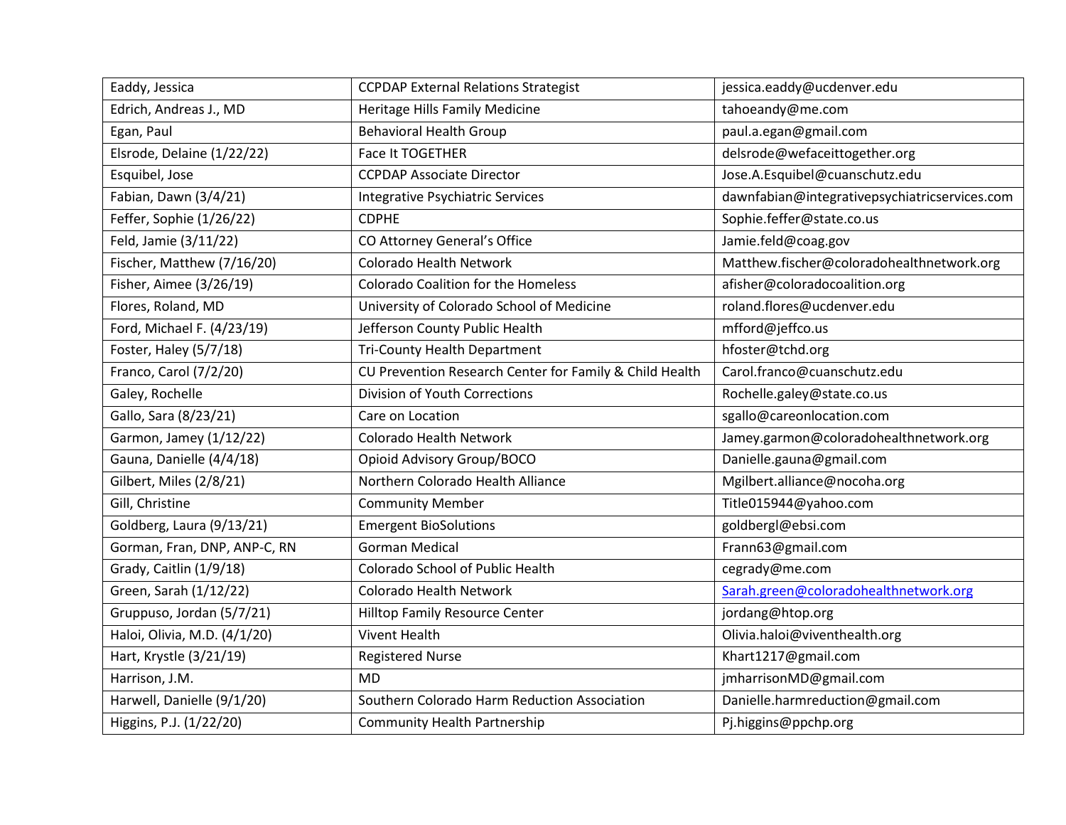| Eaddy, Jessica | CCPDAP External Relations Strategist | jessica.eaddy@ucdenver.edu |
|---|---|---|
| Edrich, Andreas J., MD | Heritage Hills Family Medicine | tahoeandy@me.com |
| Egan, Paul | Behavioral Health Group | paul.a.egan@gmail.com |
| Elsrode, Delaine (1/22/22) | Face It TOGETHER | delsrode@wefaceittogether.org |
| Esquibel, Jose | CCPDAP Associate Director | Jose.A.Esquibel@cuanschutz.edu |
| Fabian, Dawn (3/4/21) | Integrative Psychiatric Services | dawnfabian@integrativepsychiatricservices.com |
| Feffer, Sophie (1/26/22) | CDPHE | Sophie.feffer@state.co.us |
| Feld, Jamie (3/11/22) | CO Attorney General's Office | Jamie.feld@coag.gov |
| Fischer, Matthew (7/16/20) | Colorado Health Network | Matthew.fischer@coloradohealthnetwork.org |
| Fisher, Aimee (3/26/19) | Colorado Coalition for the Homeless | afisher@coloradocoalition.org |
| Flores, Roland, MD | University of Colorado School of Medicine | roland.flores@ucdenver.edu |
| Ford, Michael F. (4/23/19) | Jefferson County Public Health | mfford@jeffco.us |
| Foster, Haley (5/7/18) | Tri-County Health Department | hfoster@tchd.org |
| Franco, Carol (7/2/20) | CU Prevention Research Center for Family & Child Health | Carol.franco@cuanschutz.edu |
| Galey, Rochelle | Division of Youth Corrections | Rochelle.galey@state.co.us |
| Gallo, Sara (8/23/21) | Care on Location | sgallo@careonlocation.com |
| Garmon, Jamey (1/12/22) | Colorado Health Network | Jamey.garmon@coloradohealthnetwork.org |
| Gauna, Danielle (4/4/18) | Opioid Advisory Group/BOCO | Danielle.gauna@gmail.com |
| Gilbert, Miles (2/8/21) | Northern Colorado Health Alliance | Mgilbert.alliance@nocoha.org |
| Gill, Christine | Community Member | Title015944@yahoo.com |
| Goldberg, Laura (9/13/21) | Emergent BioSolutions | goldbergl@ebsi.com |
| Gorman, Fran, DNP, ANP-C, RN | Gorman Medical | Frann63@gmail.com |
| Grady, Caitlin (1/9/18) | Colorado School of Public Health | cegrady@me.com |
| Green, Sarah (1/12/22) | Colorado Health Network | Sarah.green@coloradohealthnetwork.org |
| Gruppuso, Jordan (5/7/21) | Hilltop Family Resource Center | jordang@htop.org |
| Haloi, Olivia, M.D. (4/1/20) | Vivent Health | Olivia.haloi@viventhealth.org |
| Hart, Krystle (3/21/19) | Registered Nurse | Khart1217@gmail.com |
| Harrison, J.M. | MD | jmharrisonMD@gmail.com |
| Harwell, Danielle (9/1/20) | Southern Colorado Harm Reduction Association | Danielle.harmreduction@gmail.com |
| Higgins, P.J. (1/22/20) | Community Health Partnership | Pj.higgins@ppchp.org |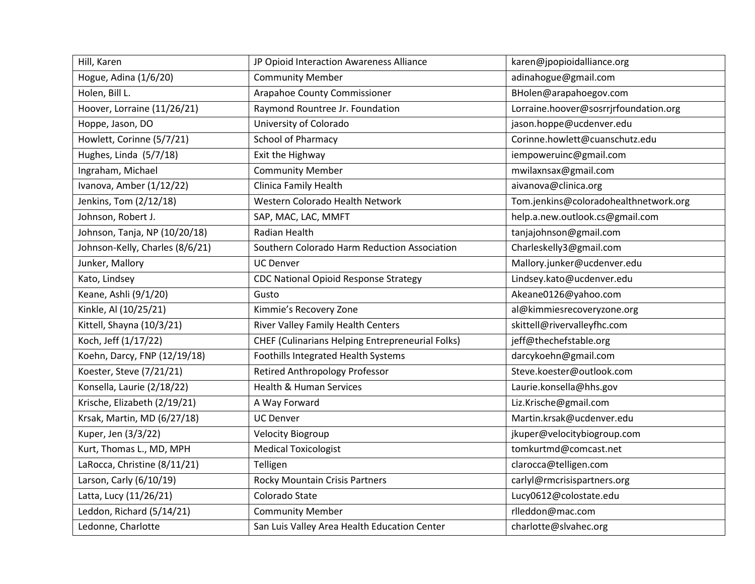| Hill, Karen | JP Opioid Interaction Awareness Alliance | karen@jpopioidalliance.org |
|---|---|---|
| Hogue, Adina (1/6/20) | Community Member | adinahogue@gmail.com |
| Holen, Bill L. | Arapahoe County Commissioner | BHolen@arapahoegov.com |
| Hoover, Lorraine (11/26/21) | Raymond Rountree Jr. Foundation | Lorraine.hoover@sosrrjrfoundation.org |
| Hoppe, Jason, DO | University of Colorado | jason.hoppe@ucdenver.edu |
| Howlett, Corinne (5/7/21) | School of Pharmacy | Corinne.howlett@cuanschutz.edu |
| Hughes, Linda (5/7/18) | Exit the Highway | iempoweruinc@gmail.com |
| Ingraham, Michael | Community Member | mwilaxnsax@gmail.com |
| Ivanova, Amber (1/12/22) | Clinica Family Health | aivanova@clinica.org |
| Jenkins, Tom (2/12/18) | Western Colorado Health Network | Tom.jenkins@coloradohealthnetwork.org |
| Johnson, Robert J. | SAP, MAC, LAC, MMFT | help.a.new.outlook.cs@gmail.com |
| Johnson, Tanja, NP (10/20/18) | Radian Health | tanjajohnson@gmail.com |
| Johnson-Kelly, Charles (8/6/21) | Southern Colorado Harm Reduction Association | Charleskelly3@gmail.com |
| Junker, Mallory | UC Denver | Mallory.junker@ucdenver.edu |
| Kato, Lindsey | CDC National Opioid Response Strategy | Lindsey.kato@ucdenver.edu |
| Keane, Ashli (9/1/20) | Gusto | Akeane0126@yahoo.com |
| Kinkle, Al (10/25/21) | Kimmie's Recovery Zone | al@kimmiesrecoveryzone.org |
| Kittell, Shayna (10/3/21) | River Valley Family Health Centers | skittell@rivervalleyfhc.com |
| Koch, Jeff (1/17/22) | CHEF (Culinarians Helping Entrepreneurial Folks) | jeff@thechefstable.org |
| Koehn, Darcy, FNP (12/19/18) | Foothills Integrated Health Systems | darcykoehn@gmail.com |
| Koester, Steve (7/21/21) | Retired Anthropology Professor | Steve.koester@outlook.com |
| Konsella, Laurie (2/18/22) | Health & Human Services | Laurie.konsella@hhs.gov |
| Krische, Elizabeth (2/19/21) | A Way Forward | Liz.Krische@gmail.com |
| Krsak, Martin, MD (6/27/18) | UC Denver | Martin.krsak@ucdenver.edu |
| Kuper, Jen (3/3/22) | Velocity Biogroup | jkuper@velocitybiogroup.com |
| Kurt, Thomas L., MD, MPH | Medical Toxicologist | tomkurtmd@comcast.net |
| LaRocca, Christine (8/11/21) | Telligen | clarocca@telligen.com |
| Larson, Carly (6/10/19) | Rocky Mountain Crisis Partners | carlyl@rmcrisispartners.org |
| Latta, Lucy (11/26/21) | Colorado State | Lucy0612@colostate.edu |
| Leddon, Richard (5/14/21) | Community Member | rlleddon@mac.com |
| Ledonne, Charlotte | San Luis Valley Area Health Education Center | charlotte@slvahec.org |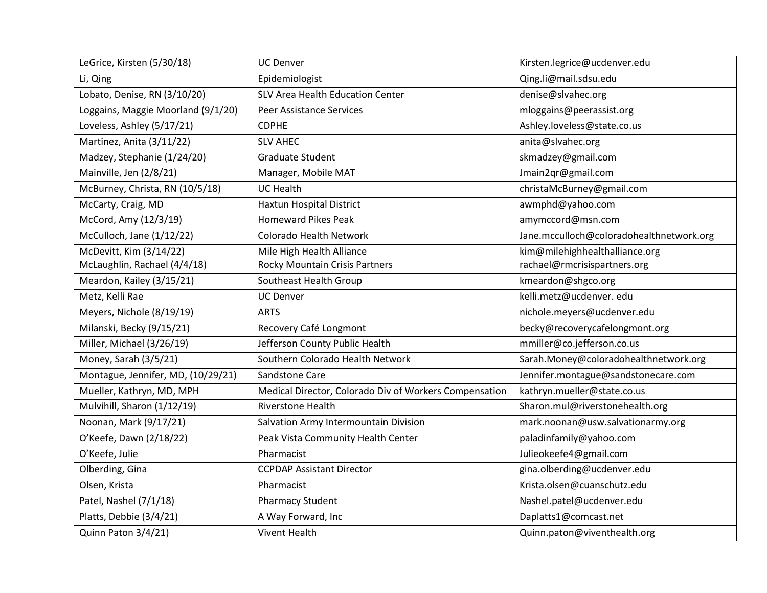| LeGrice, Kirsten (5/30/18) | UC Denver | Kirsten.legrice@ucdenver.edu |
|---|---|---|
| Li, Qing | Epidemiologist | Qing.li@mail.sdsu.edu |
| Lobato, Denise, RN (3/10/20) | SLV Area Health Education Center | denise@slvahec.org |
| Loggains, Maggie Moorland (9/1/20) | Peer Assistance Services | mloggains@peerassist.org |
| Loveless, Ashley (5/17/21) | CDPHE | Ashley.loveless@state.co.us |
| Martinez, Anita (3/11/22) | SLV AHEC | anita@slvahec.org |
| Madzey, Stephanie (1/24/20) | Graduate Student | skmadzey@gmail.com |
| Mainville, Jen (2/8/21) | Manager, Mobile MAT | Jmain2qr@gmail.com |
| McBurney, Christa, RN (10/5/18) | UC Health | christaMcBurney@gmail.com |
| McCarty, Craig, MD | Haxtun Hospital District | awmphd@yahoo.com |
| McCord, Amy (12/3/19) | Homeward Pikes Peak | amymccord@msn.com |
| McCulloch, Jane (1/12/22) | Colorado Health Network | Jane.mcculloch@coloradohealthnetwork.org |
| McDevitt, Kim (3/14/22) | Mile High Health Alliance | kim@milehighhealthalliance.org |
| McLaughlin, Rachael (4/4/18) | Rocky Mountain Crisis Partners | rachael@rmcrisispartners.org |
| Meardon, Kailey (3/15/21) | Southeast Health Group | kmeardon@shgco.org |
| Metz, Kelli Rae | UC Denver | kelli.metz@ucdenver. edu |
| Meyers, Nichole (8/19/19) | ARTS | nichole.meyers@ucdenver.edu |
| Milanski, Becky (9/15/21) | Recovery Café Longmont | becky@recoverycafelongmont.org |
| Miller, Michael (3/26/19) | Jefferson County Public Health | mmiller@co.jefferson.co.us |
| Money, Sarah (3/5/21) | Southern Colorado Health Network | Sarah.Money@coloradohealthnetwork.org |
| Montague, Jennifer, MD, (10/29/21) | Sandstone Care | Jennifer.montague@sandstonecare.com |
| Mueller, Kathryn, MD, MPH | Medical Director, Colorado Div of Workers Compensation | kathryn.mueller@state.co.us |
| Mulvihill, Sharon (1/12/19) | Riverstone Health | Sharon.mul@riverstonehealth.org |
| Noonan, Mark (9/17/21) | Salvation Army Intermountain Division | mark.noonan@usw.salvationarmy.org |
| O'Keefe, Dawn (2/18/22) | Peak Vista Community Health Center | paladinfamily@yahoo.com |
| O'Keefe, Julie | Pharmacist | Julieokeefe4@gmail.com |
| Olberding, Gina | CCPDAP Assistant Director | gina.olberding@ucdenver.edu |
| Olsen, Krista | Pharmacist | Krista.olsen@cuanschutz.edu |
| Patel, Nashel (7/1/18) | Pharmacy Student | Nashel.patel@ucdenver.edu |
| Platts, Debbie (3/4/21) | A Way Forward, Inc | Daplatts1@comcast.net |
| Quinn Paton 3/4/21) | Vivent Health | Quinn.paton@viventhealth.org |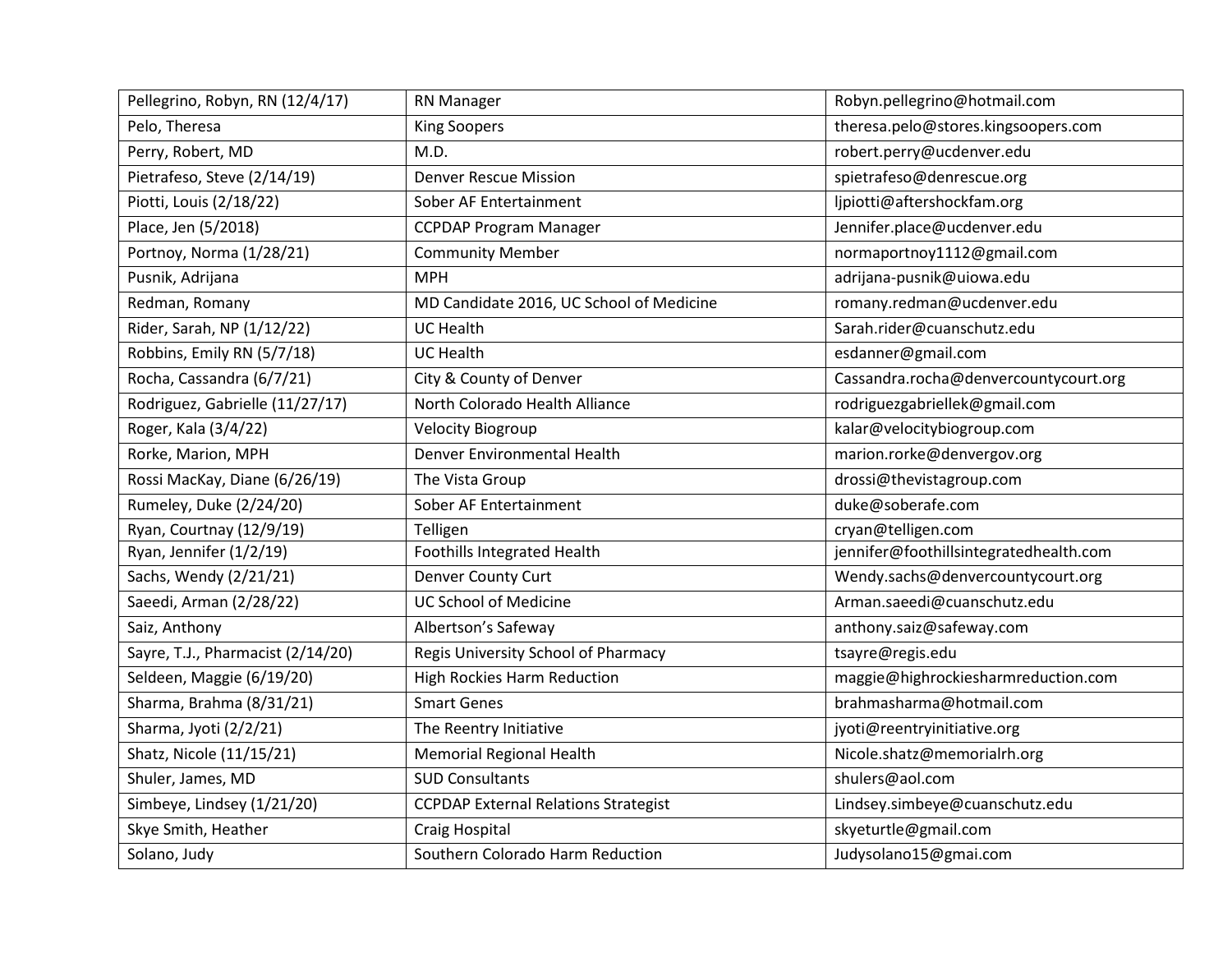| Pellegrino, Robyn, RN (12/4/17) | RN Manager | Robyn.pellegrino@hotmail.com |
|---|---|---|
| Pelo, Theresa | King Soopers | theresa.pelo@stores.kingsoopers.com |
| Perry, Robert, MD | M.D. | robert.perry@ucdenver.edu |
| Pietrafeso, Steve (2/14/19) | Denver Rescue Mission | spietrafeso@denrescue.org |
| Piotti, Louis (2/18/22) | Sober AF Entertainment | ljpiotti@aftershockfam.org |
| Place, Jen (5/2018) | CCPDAP Program Manager | Jennifer.place@ucdenver.edu |
| Portnoy, Norma (1/28/21) | Community Member | normaportnoy1112@gmail.com |
| Pusnik, Adrijana | MPH | adrijana-pusnik@uiowa.edu |
| Redman, Romany | MD Candidate 2016, UC School of Medicine | romany.redman@ucdenver.edu |
| Rider, Sarah, NP (1/12/22) | UC Health | Sarah.rider@cuanschutz.edu |
| Robbins, Emily RN (5/7/18) | UC Health | esdanner@gmail.com |
| Rocha, Cassandra (6/7/21) | City & County of Denver | Cassandra.rocha@denvercountycourt.org |
| Rodriguez, Gabrielle (11/27/17) | North Colorado Health Alliance | rodriguezgabriellek@gmail.com |
| Roger, Kala (3/4/22) | Velocity Biogroup | kalar@velocitybiogroup.com |
| Rorke, Marion, MPH | Denver Environmental Health | marion.rorke@denvergov.org |
| Rossi MacKay, Diane (6/26/19) | The Vista Group | drossi@thevistagroup.com |
| Rumeley, Duke (2/24/20) | Sober AF Entertainment | duke@soberafe.com |
| Ryan, Courtnay (12/9/19) | Telligen | cryan@telligen.com |
| Ryan, Jennifer (1/2/19) | Foothills Integrated Health | jennifer@foothillsintegratedhealth.com |
| Sachs, Wendy (2/21/21) | Denver County Curt | Wendy.sachs@denvercountycourt.org |
| Saeedi, Arman (2/28/22) | UC School of Medicine | Arman.saeedi@cuanschutz.edu |
| Saiz, Anthony | Albertson's Safeway | anthony.saiz@safeway.com |
| Sayre, T.J., Pharmacist (2/14/20) | Regis University School of Pharmacy | tsayre@regis.edu |
| Seldeen, Maggie (6/19/20) | High Rockies Harm Reduction | maggie@highrockiesharmreduction.com |
| Sharma, Brahma (8/31/21) | Smart Genes | brahmasharma@hotmail.com |
| Sharma, Jyoti (2/2/21) | The Reentry Initiative | jyoti@reentryinitiative.org |
| Shatz, Nicole (11/15/21) | Memorial Regional Health | Nicole.shatz@memorialrh.org |
| Shuler, James, MD | SUD Consultants | shulers@aol.com |
| Simbeye, Lindsey (1/21/20) | CCPDAP External Relations Strategist | Lindsey.simbeye@cuanschutz.edu |
| Skye Smith, Heather | Craig Hospital | skyeturtle@gmail.com |
| Solano, Judy | Southern Colorado Harm Reduction | Judysolano15@gmai.com |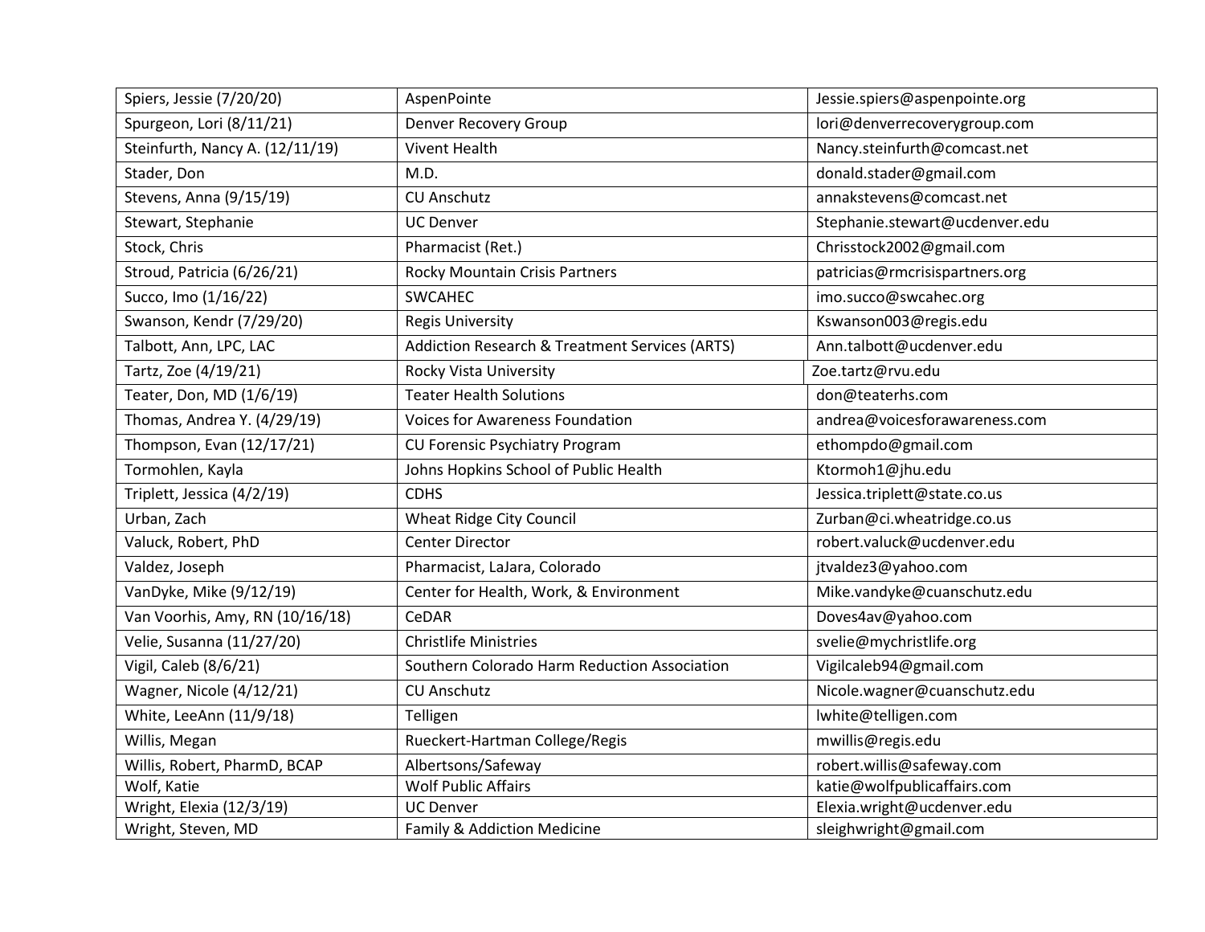| Spiers, Jessie (7/20/20) | AspenPointe | Jessie.spiers@aspenpointe.org |
|---|---|---|
| Spurgeon, Lori (8/11/21) | Denver Recovery Group | lori@denverrecoverygroup.com |
| Steinfurth, Nancy A. (12/11/19) | Vivent Health | Nancy.steinfurth@comcast.net |
| Stader, Don | M.D. | donald.stader@gmail.com |
| Stevens, Anna (9/15/19) | CU Anschutz | annakstevens@comcast.net |
| Stewart, Stephanie | UC Denver | Stephanie.stewart@ucdenver.edu |
| Stock, Chris | Pharmacist (Ret.) | Chrisstock2002@gmail.com |
| Stroud, Patricia (6/26/21) | Rocky Mountain Crisis Partners | patricias@rmcrisispartners.org |
| Succo, Imo (1/16/22) | SWCAHEC | imo.succo@swcahec.org |
| Swanson, Kendr (7/29/20) | Regis University | Kswanson003@regis.edu |
| Talbott, Ann, LPC, LAC | Addiction Research & Treatment Services (ARTS) | Ann.talbott@ucdenver.edu |
| Tartz, Zoe (4/19/21) | Rocky Vista University | Zoe.tartz@rvu.edu |
| Teater, Don, MD (1/6/19) | Teater Health Solutions | don@teaterhs.com |
| Thomas, Andrea Y. (4/29/19) | Voices for Awareness Foundation | andrea@voicesforawareness.com |
| Thompson, Evan (12/17/21) | CU Forensic Psychiatry Program | ethompdo@gmail.com |
| Tormohlen, Kayla | Johns Hopkins School of Public Health | Ktormoh1@jhu.edu |
| Triplett, Jessica (4/2/19) | CDHS | Jessica.triplett@state.co.us |
| Urban, Zach | Wheat Ridge City Council | Zurban@ci.wheatridge.co.us |
| Valuck, Robert, PhD | Center Director | robert.valuck@ucdenver.edu |
| Valdez, Joseph | Pharmacist, LaJara, Colorado | jtvaldez3@yahoo.com |
| VanDyke, Mike (9/12/19) | Center for Health, Work, & Environment | Mike.vandyke@cuanschutz.edu |
| Van Voorhis, Amy, RN (10/16/18) | CeDAR | Doves4av@yahoo.com |
| Velie, Susanna (11/27/20) | Christlife Ministries | svelie@mychristlife.org |
| Vigil, Caleb (8/6/21) | Southern Colorado Harm Reduction Association | Vigilcaleb94@gmail.com |
| Wagner, Nicole (4/12/21) | CU Anschutz | Nicole.wagner@cuanschutz.edu |
| White, LeeAnn (11/9/18) | Telligen | lwhite@telligen.com |
| Willis, Megan | Rueckert-Hartman College/Regis | mwillis@regis.edu |
| Willis, Robert, PharmD, BCAP | Albertsons/Safeway | robert.willis@safeway.com |
| Wolf, Katie | Wolf Public Affairs | katie@wolfpublicaffairs.com |
| Wright, Elexia (12/3/19) | UC Denver | Elexia.wright@ucdenver.edu |
| Wright, Steven, MD | Family & Addiction Medicine | sleighwright@gmail.com |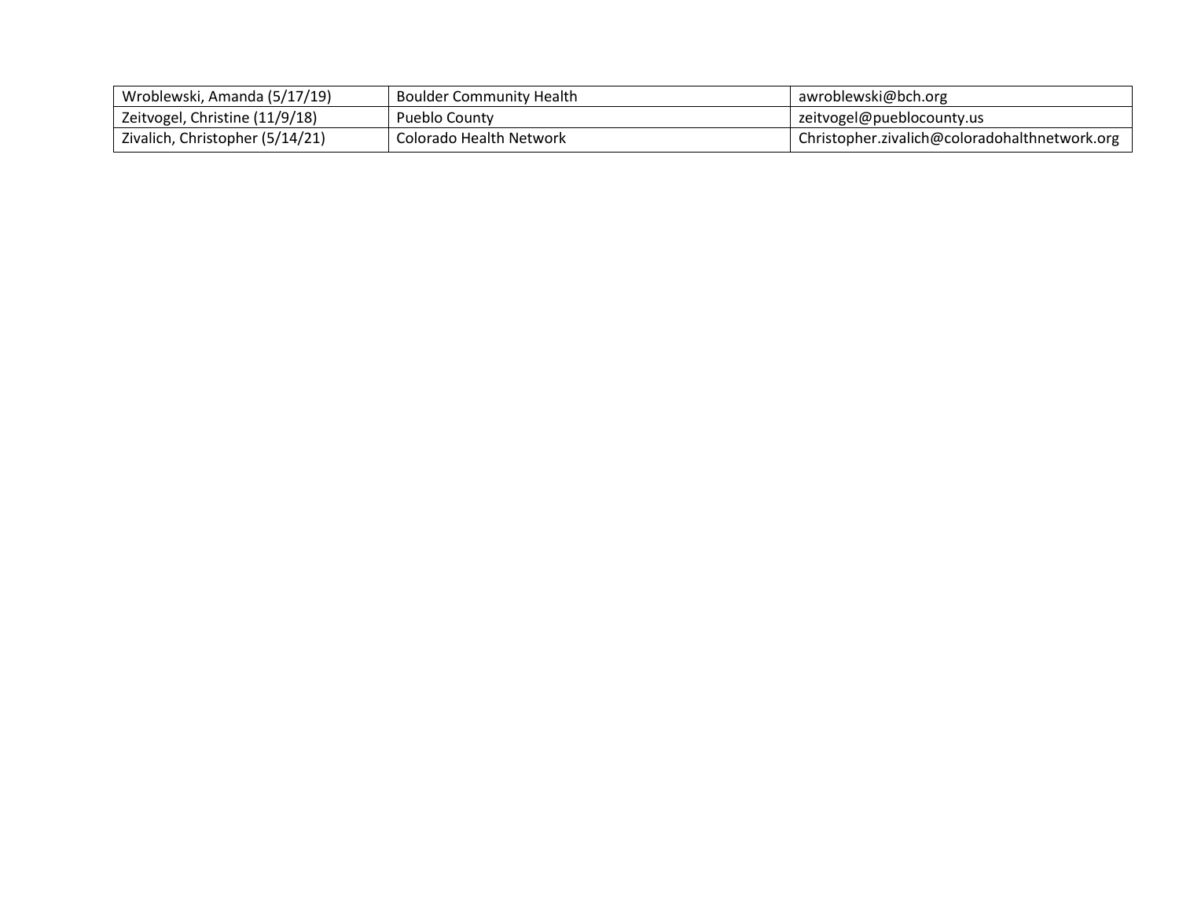| | | |
|---|---|---|
| Wroblewski, Amanda (5/17/19) | Boulder Community Health | awroblewski@bch.org |
| Zeitvogel, Christine (11/9/18) | Pueblo County | zeitvogel@pueblocounty.us |
| Zivalich, Christopher (5/14/21) | Colorado Health Network | Christopher.zivalich@coloradohalthnetwork.org |